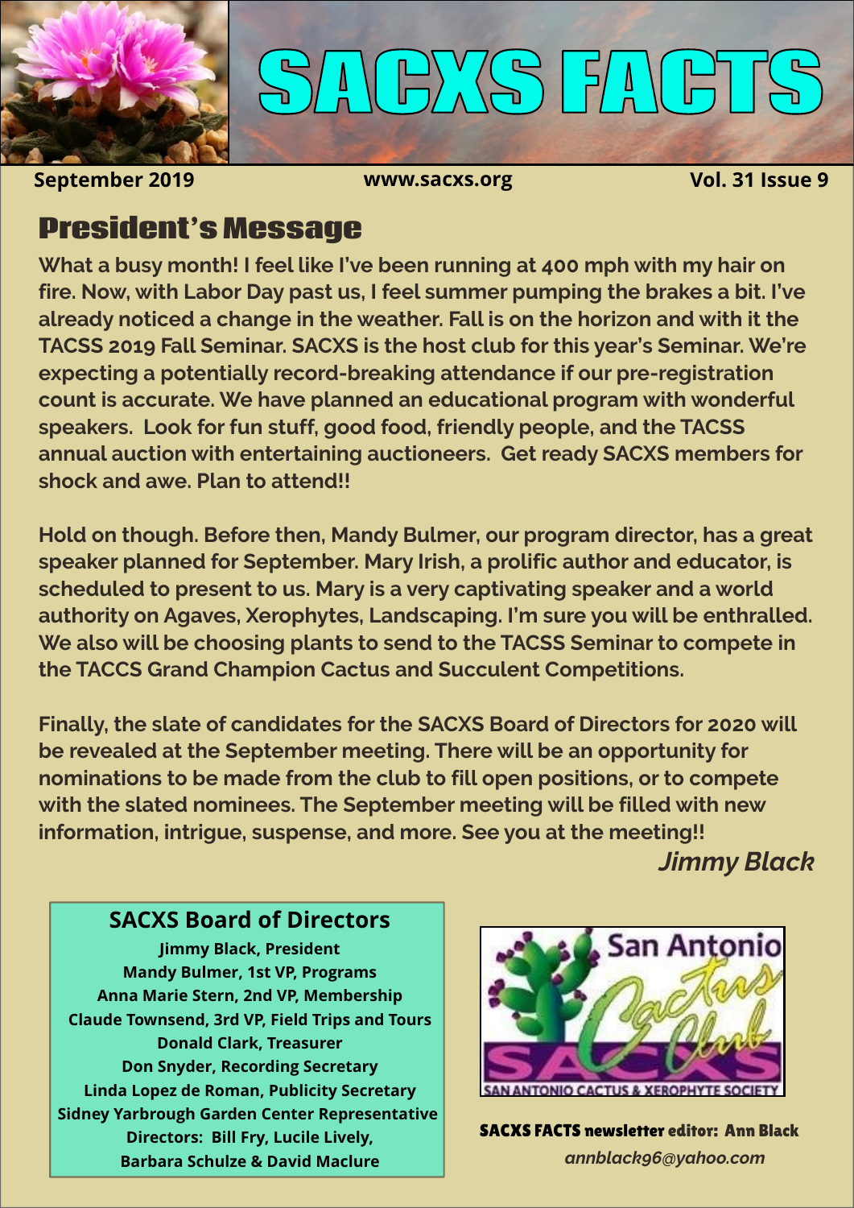# SACXS FACTS

**September 2019** | **www.sacxs.org** | **Vol. 31 Issue 9**

## President's Message

**What a busy month! I feel like I've been running at 400 mph with my hair on fire. Now, with Labor Day past us, I feel summer pumping the brakes a bit. I've already noticed a change in the weather. Fall is on the horizon and with it the TACSS 2019 Fall Seminar. SACXS is the host club for this year's Seminar. We're expecting a potentially record-breaking attendance if our pre-registration count is accurate. We have planned an educational program with wonderful speakers. Look for fun stuff, good food, friendly people, and the TACSS annual auction with entertaining auctioneers. Get ready SACXS members for shock and awe. Plan to attend!!**

**Hold on though. Before then, Mandy Bulmer, our program director, has a great speaker planned for September. Mary Irish, a prolific author and educator, is scheduled to present to us. Mary is a very captivating speaker and a world authority on Agaves, Xerophytes, Landscaping. I'm sure you will be enthralled. We also will be choosing plants to send to the TACSS Seminar to compete in the TACCS Grand Champion Cactus and Succulent Competitions.**

**Finally, the slate of candidates for the SACXS Board of Directors for 2020 will be revealed at the September meeting. There will be an opportunity for nominations to be made from the club to fill open positions, or to compete with the slated nominees. The September meeting will be filled with new information, intrigue, suspense, and more. See you at the meeting!!**

***Jimmy Black***

### SACXS Board of Directors

**Jimmy Black, President**
**Mandy Bulmer, 1st VP, Programs**
**Anna Marie Stern, 2nd VP, Membership**
**Claude Townsend, 3rd VP, Field Trips and Tours**
**Donald Clark, Treasurer**
**Don Snyder, Recording Secretary**
**Linda Lopez de Roman, Publicity Secretary**
**Sidney Yarbrough Garden Center Representative**
**Directors: Bill Fry, Lucile Lively,**
**Barbara Schulze & David Maclure**

San Antonio Cactus Club
SACXS
SAN ANTONIO CACTUS & XEROPHYTE SOCIETY

**SACXS FACTS newsletter editor: Ann Black**
*annblack96@yahoo.com*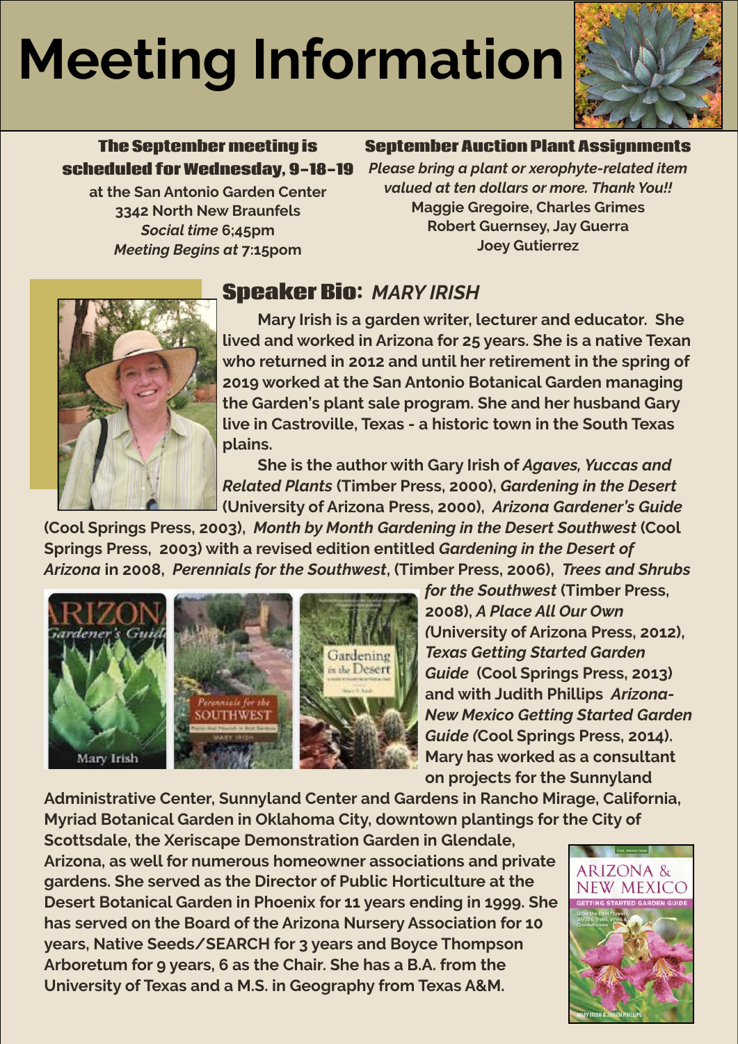# Meeting Information

**The September meeting is scheduled for Wednesday, 9-18-19**
**at the San Antonio Garden Center**
**3342 North New Braunfels**
***Social time* 6;45pm**
***Meeting Begins at* 7:15pom**

**September Auction Plant Assignments**
***Please bring a plant or xerophyte-related item valued at ten dollars or more. Thank You!!***
**Maggie Gregoire, Charles Grimes**
**Robert Guernsey, Jay Guerra**
**Joey Gutierrez**

## Speaker Bio: *MARY IRISH*

**Mary Irish is a garden writer, lecturer and educator. She lived and worked in Arizona for 25 years. She is a native Texan who returned in 2012 and until her retirement in the spring of 2019 worked at the San Antonio Botanical Garden managing the Garden's plant sale program. She and her husband Gary live in Castroville, Texas - a historic town in the South Texas plains.**

**She is the author with Gary Irish of *Agaves, Yuccas and Related Plants* (Timber Press, 2000), *Gardening in the Desert* (University of Arizona Press, 2000), *Arizona Gardener's Guide* (Cool Springs Press, 2003), *Month by Month Gardening in the Desert Southwest* (Cool Springs Press, 2003) with a revised edition entitled *Gardening in the Desert of Arizona* in 2008, *Perennials for the Southwest*, (Timber Press, 2006), *Trees and Shrubs for the Southwest* (Timber Press, 2008), *A Place All Our Own* (University of Arizona Press, 2012), *Texas Getting Started Garden Guide* (Cool Springs Press, 2013) and with Judith Phillips *Arizona-New Mexico Getting Started Garden Guide* (Cool Springs Press, 2014). Mary has worked as a consultant on projects for the Sunnyland Administrative Center, Sunnyland Center and Gardens in Rancho Mirage, California, Myriad Botanical Garden in Oklahoma City, downtown plantings for the City of Scottsdale, the Xeriscape Demonstration Garden in Glendale, Arizona, as well for numerous homeowner associations and private gardens. She served as the Director of Public Horticulture at the Desert Botanical Garden in Phoenix for 11 years ending in 1999. She has served on the Board of the Arizona Nursery Association for 10 years, Native Seeds/SEARCH for 3 years and Boyce Thompson Arboretum for 9 years, 6 as the Chair. She has a B.A. from the University of Texas and a M.S. in Geography from Texas A&M.**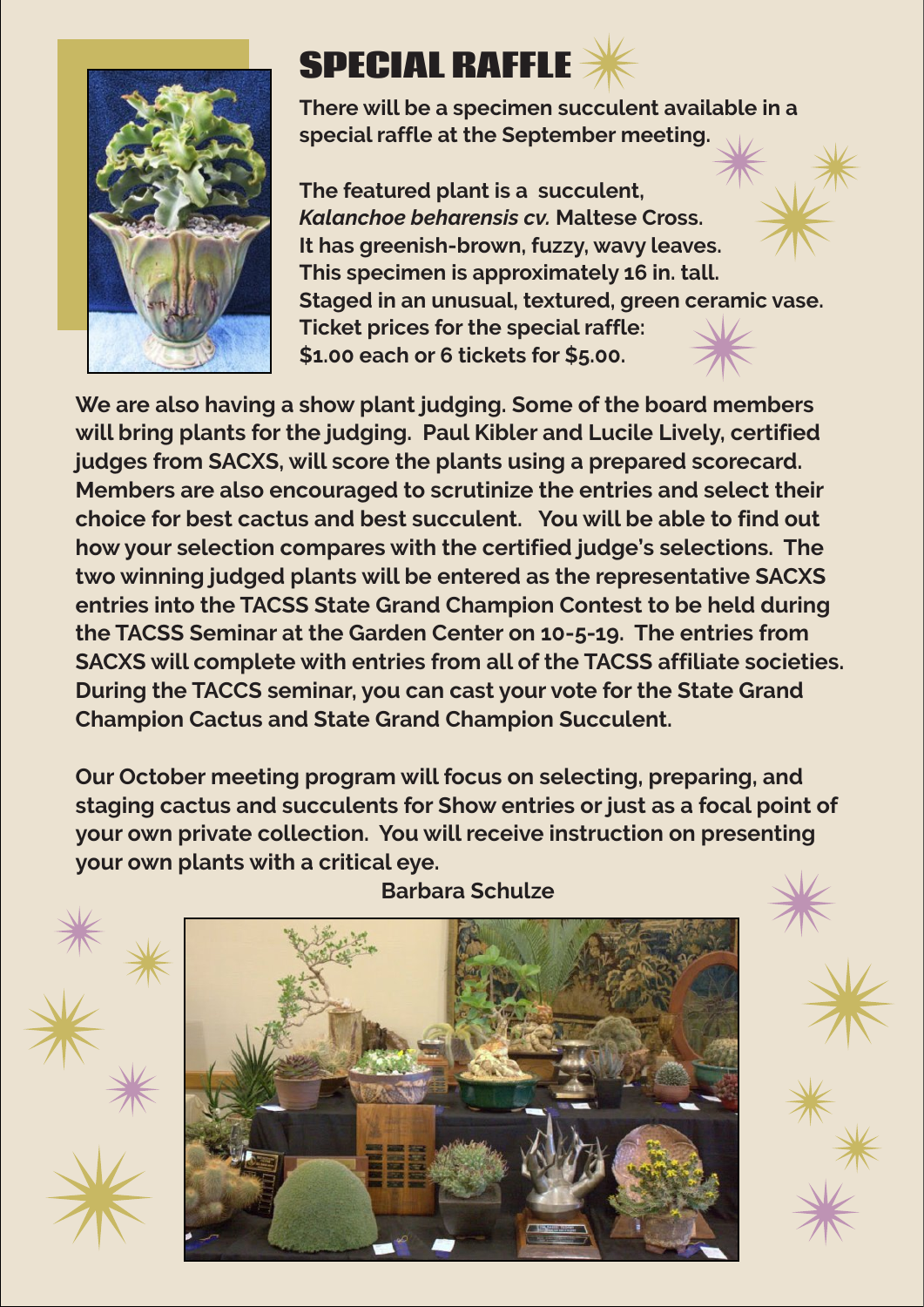# SPECIAL RAFFLE

**There will be a specimen succulent available in a special raffle at the September meeting.**

**The featured plant is a succulent, *Kalanchoe beharensis cv.* Maltese Cross.**
**It has greenish-brown, fuzzy, wavy leaves.**
**This specimen is approximately 16 in. tall.**
**Staged in an unusual, textured, green ceramic vase.**
**Ticket prices for the special raffle:**
**$1.00 each or 6 tickets for $5.00.**

**We are also having a show plant judging. Some of the board members will bring plants for the judging. Paul Kibler and Lucile Lively, certified judges from SACXS, will score the plants using a prepared scorecard. Members are also encouraged to scrutinize the entries and select their choice for best cactus and best succulent. You will be able to find out how your selection compares with the certified judge's selections. The two winning judged plants will be entered as the representative SACXS entries into the TACSS State Grand Champion Contest to be held during the TACSS Seminar at the Garden Center on 10-5-19. The entries from SACXS will complete with entries from all of the TACSS affiliate societies. During the TACCS seminar, you can cast your vote for the State Grand Champion Cactus and State Grand Champion Succulent.**

**Our October meeting program will focus on selecting, preparing, and staging cactus and succulents for Show entries or just as a focal point of your own private collection. You will receive instruction on presenting your own plants with a critical eye.**

**Barbara Schulze**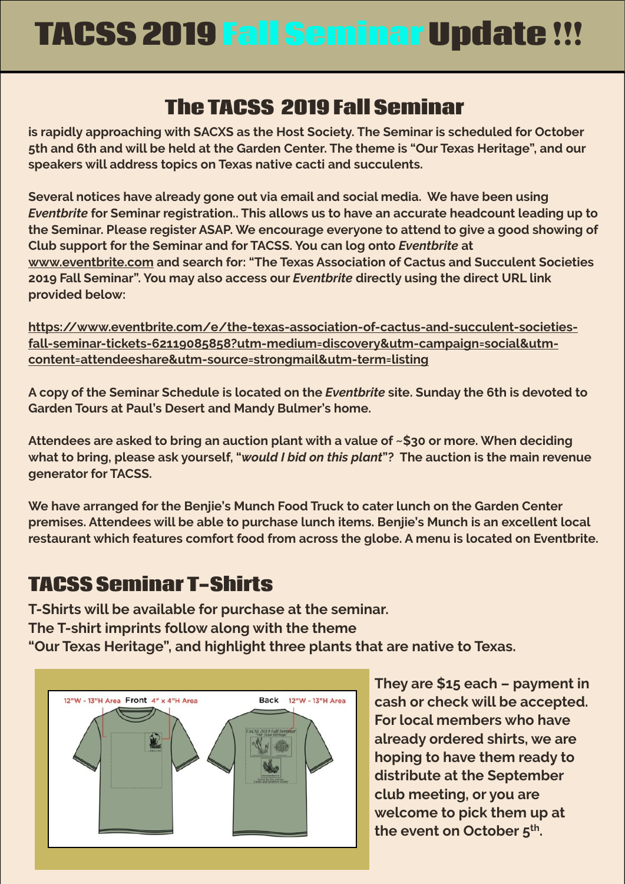# TACSS 2019 Fall Seminar Update !!!

## The TACSS 2019 Fall Seminar

**is rapidly approaching with SACXS as the Host Society. The Seminar is scheduled for October 5th and 6th and will be held at the Garden Center. The theme is "Our Texas Heritage", and our speakers will address topics on Texas native cacti and succulents.**

**Several notices have already gone out via email and social media. We have been using *Eventbrite* for Seminar registration.. This allows us to have an accurate headcount leading up to the Seminar. Please register ASAP. We encourage everyone to attend to give a good showing of Club support for the Seminar and for TACSS. You can log onto *Eventbrite* at www.eventbrite.com and search for: "The Texas Association of Cactus and Succulent Societies 2019 Fall Seminar". You may also access our *Eventbrite* directly using the direct URL link provided below:**

**https://www.eventbrite.com/e/the-texas-association-of-cactus-and-succulent-societies-fall-seminar-tickets-62119085858?utm-medium=discovery&utm-campaign=social&utm-content=attendeeshare&utm-source=strongmail&utm-term=listing**

**A copy of the Seminar Schedule is located on the *Eventbrite* site. Sunday the 6th is devoted to Garden Tours at Paul's Desert and Mandy Bulmer's home.**

**Attendees are asked to bring an auction plant with a value of ~$30 or more. When deciding what to bring, please ask yourself, "*would I bid on this plant*"? The auction is the main revenue generator for TACSS.**

**We have arranged for the Benjie's Munch Food Truck to cater lunch on the Garden Center premises. Attendees will be able to purchase lunch items. Benjie's Munch is an excellent local restaurant which features comfort food from across the globe. A menu is located on Eventbrite.**

## TACSS Seminar T-Shirts

**T-Shirts will be available for purchase at the seminar.**
**The T-shirt imprints follow along with the theme**
**"Our Texas Heritage", and highlight three plants that are native to Texas.**

12"W - 13"H Area Front 4" x 4"H Area

Back 12"W - 13"H Area

**They are $15 each – payment in cash or check will be accepted. For local members who have already ordered shirts, we are hoping to have them ready to distribute at the September club meeting, or you are welcome to pick them up at the event on October 5th.**